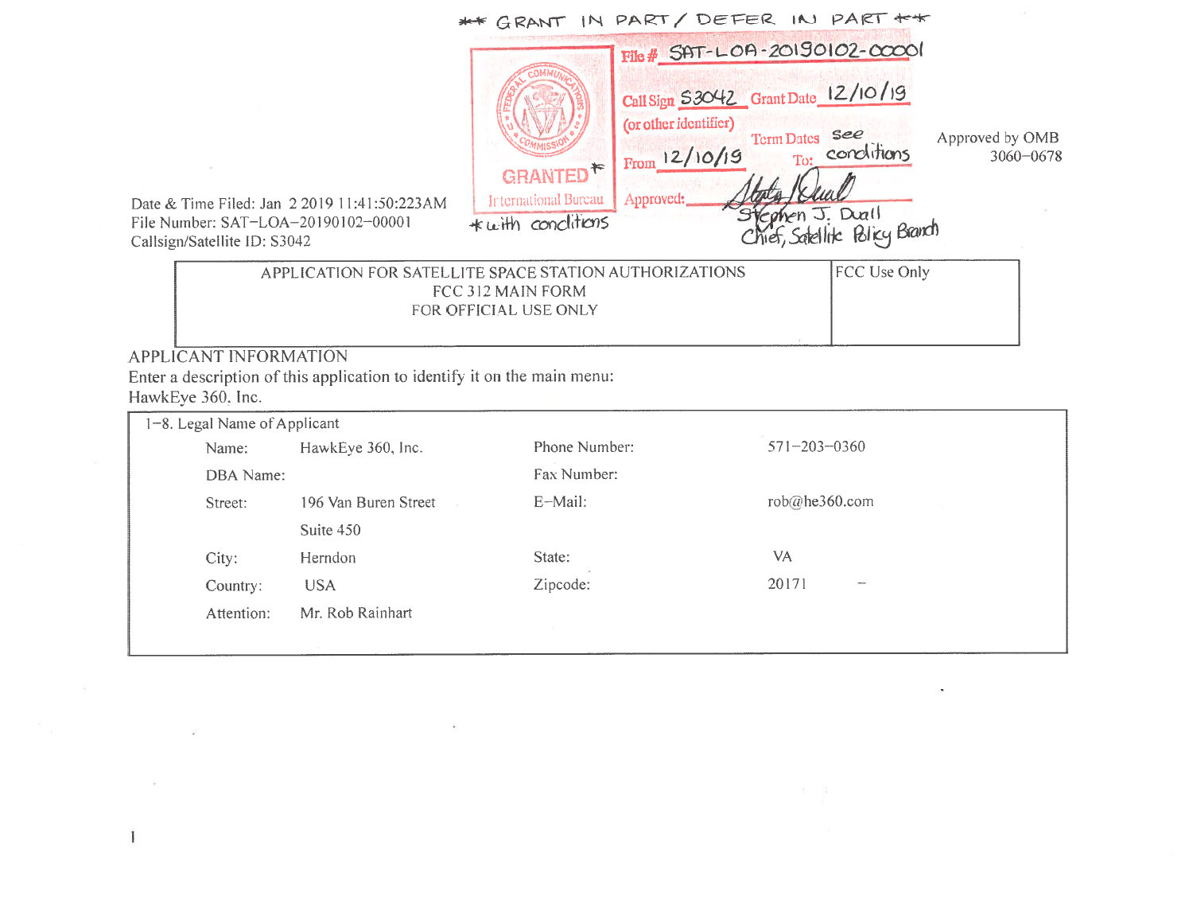** GRANT IN PART / DEFER IN PART **

GRANTED* International Bureau

*with conditions

File # SAT-LOA-20190102-00001

Call Sign S3042 Grant Date 12/10/19

(or other identifier)

Term Dates see

From 12/10/19 To: conditions

Approved: [signature]

Stephen J. Duall

Chief, Satellite Policy Branch

Approved by OMB 3060-0678

Date & Time Filed: Jan 2 2019 11:41:50:223AM
File Number: SAT-LOA-20190102-00001
Callsign/Satellite ID: S3042

| APPLICATION FOR SATELLITE SPACE STATION AUTHORIZATIONS<br>FCC 312 MAIN FORM<br>FOR OFFICIAL USE ONLY | FCC Use Only |
|---|---|

## APPLICANT INFORMATION

Enter a description of this application to identify it on the main menu:
HawkEye 360, Inc.

1-8. Legal Name of Applicant

| | | | |
|---|---|---|---|
| Name: | HawkEye 360, Inc. | Phone Number: | 571-203-0360 |
| DBA Name: | | Fax Number: | |
| Street: | 196 Van Buren Street | E-Mail: | rob@he360.com |
| | Suite 450 | | |
| City: | Herndon | State: | VA |
| Country: | USA | Zipcode: | 20171 - |
| Attention: | Mr. Rob Rainhart | | |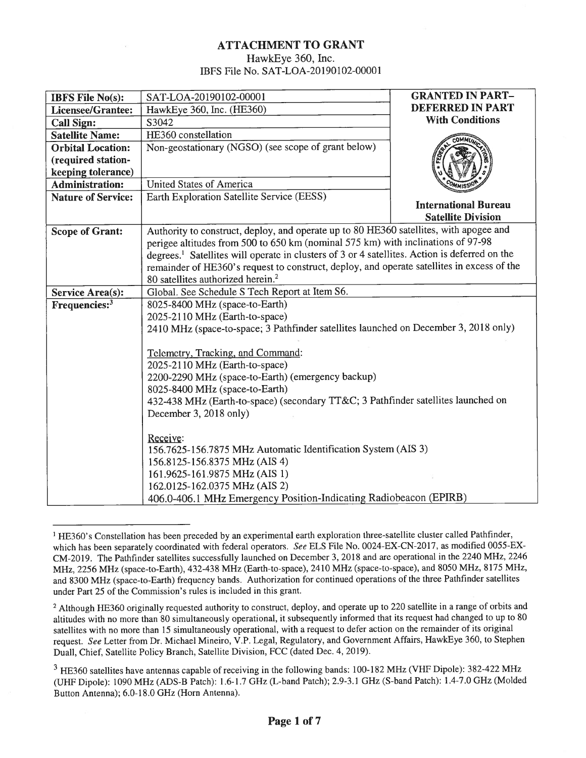# ATTACHMENT TO GRANT

HawkEye 360, Inc.
IBFS File No. SAT-LOA-20190102-00001

| | | |
|---|---|---|
| **IBFS File No(s):** | SAT-LOA-20190102-00001 | **GRANTED IN PART–DEFERRED IN PART With Conditions** |
| **Licensee/Grantee:** | HawkEye 360, Inc. (HE360) | |
| **Call Sign:** | S3042 | |
| **Satellite Name:** | HE360 constellation | |
| **Orbital Location: (required station-keeping tolerance)** | Non-geostationary (NGSO) (see scope of grant below) | |
| **Administration:** | United States of America | |
| **Nature of Service:** | Earth Exploration Satellite Service (EESS) | **International Bureau Satellite Division** |
| **Scope of Grant:** | Authority to construct, deploy, and operate up to 80 HE360 satellites, with apogee and perigee altitudes from 500 to 650 km (nominal 575 km) with inclinations of 97-98 degrees.[1] Satellites will operate in clusters of 3 or 4 satellites. Action is deferred on the remainder of HE360's request to construct, deploy, and operate satellites in excess of the 80 satellites authorized herein.[2] | |
| **Service Area(s):** | Global. See Schedule S Tech Report at Item S6. | |
| **Frequencies:**[3] | 8025-8400 MHz (space-to-Earth)<br>2025-2110 MHz (Earth-to-space)<br>2410 MHz (space-to-space; 3 Pathfinder satellites launched on December 3, 2018 only)<br><br>Telemetry, Tracking, and Command:<br>2025-2110 MHz (Earth-to-space)<br>2200-2290 MHz (space-to-Earth) (emergency backup)<br>8025-8400 MHz (space-to-Earth)<br>432-438 MHz (Earth-to-space) (secondary TT&C; 3 Pathfinder satellites launched on December 3, 2018 only)<br><br>Receive:<br>156.7625-156.7875 MHz Automatic Identification System (AIS 3)<br>156.8125-156.8375 MHz (AIS 4)<br>161.9625-161.9875 MHz (AIS 1)<br>162.0125-162.0375 MHz (AIS 2)<br>406.0-406.1 MHz Emergency Position-Indicating Radiobeacon (EPIRB) | |

[1] HE360's Constellation has been preceded by an experimental earth exploration three-satellite cluster called Pathfinder, which has been separately coordinated with federal operators. *See* ELS File No. 0024-EX-CN-2017, as modified 0055-EX-CM-2019. The Pathfinder satellites successfully launched on December 3, 2018 and are operational in the 2240 MHz, 2246 MHz, 2256 MHz (space-to-Earth), 432-438 MHz (Earth-to-space), 2410 MHz (space-to-space), and 8050 MHz, 8175 MHz, and 8300 MHz (space-to-Earth) frequency bands. Authorization for continued operations of the three Pathfinder satellites under Part 25 of the Commission's rules is included in this grant.

[2] Although HE360 originally requested authority to construct, deploy, and operate up to 220 satellite in a range of orbits and altitudes with no more than 80 simultaneously operational, it subsequently informed that its request had changed to up to 80 satellites with no more than 15 simultaneously operational, with a request to defer action on the remainder of its original request. *See* Letter from Dr. Michael Mineiro, V.P. Legal, Regulatory, and Government Affairs, HawkEye 360, to Stephen Duall, Chief, Satellite Policy Branch, Satellite Division, FCC (dated Dec. 4, 2019).

[3] HE360 satellites have antennas capable of receiving in the following bands: 100-182 MHz (VHF Dipole): 382-422 MHz (UHF Dipole): 1090 MHz (ADS-B Patch): 1.6-1.7 GHz (L-band Patch); 2.9-3.1 GHz (S-band Patch): 1.4-7.0 GHz (Molded Button Antenna); 6.0-18.0 GHz (Horn Antenna).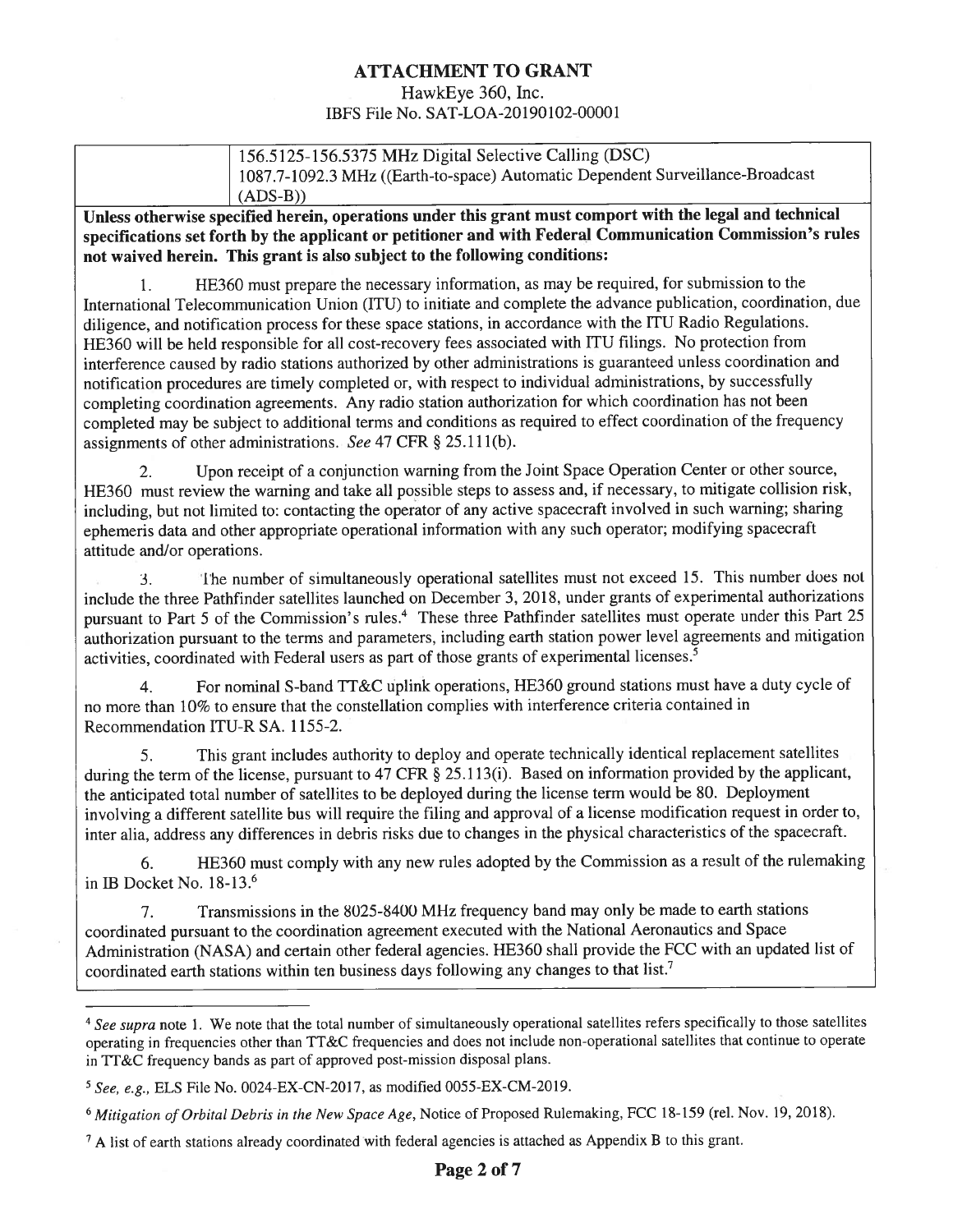# ATTACHMENT TO GRANT

HawkEye 360, Inc.
IBFS File No. SAT-LOA-20190102-00001

| | |
|---|---|
| | 156.5125-156.5375 MHz Digital Selective Calling (DSC)<br>1087.7-1092.3 MHz ((Earth-to-space) Automatic Dependent Surveillance-Broadcast (ADS-B)) |

**Unless otherwise specified herein, operations under this grant must comport with the legal and technical specifications set forth by the applicant or petitioner and with Federal Communication Commission's rules not waived herein. This grant is also subject to the following conditions:**

1. HE360 must prepare the necessary information, as may be required, for submission to the International Telecommunication Union (ITU) to initiate and complete the advance publication, coordination, due diligence, and notification process for these space stations, in accordance with the ITU Radio Regulations. HE360 will be held responsible for all cost-recovery fees associated with ITU filings. No protection from interference caused by radio stations authorized by other administrations is guaranteed unless coordination and notification procedures are timely completed or, with respect to individual administrations, by successfully completing coordination agreements. Any radio station authorization for which coordination has not been completed may be subject to additional terms and conditions as required to effect coordination of the frequency assignments of other administrations. *See* 47 CFR § 25.111(b).

2. Upon receipt of a conjunction warning from the Joint Space Operation Center or other source, HE360 must review the warning and take all possible steps to assess and, if necessary, to mitigate collision risk, including, but not limited to: contacting the operator of any active spacecraft involved in such warning; sharing ephemeris data and other appropriate operational information with any such operator; modifying spacecraft attitude and/or operations.

3. The number of simultaneously operational satellites must not exceed 15. This number does not include the three Pathfinder satellites launched on December 3, 2018, under grants of experimental authorizations pursuant to Part 5 of the Commission's rules.[4] These three Pathfinder satellites must operate under this Part 25 authorization pursuant to the terms and parameters, including earth station power level agreements and mitigation activities, coordinated with Federal users as part of those grants of experimental licenses.[5]

4. For nominal S-band TT&C uplink operations, HE360 ground stations must have a duty cycle of no more than 10% to ensure that the constellation complies with interference criteria contained in Recommendation ITU-R SA. 1155-2.

5. This grant includes authority to deploy and operate technically identical replacement satellites during the term of the license, pursuant to 47 CFR § 25.113(i). Based on information provided by the applicant, the anticipated total number of satellites to be deployed during the license term would be 80. Deployment involving a different satellite bus will require the filing and approval of a license modification request in order to, inter alia, address any differences in debris risks due to changes in the physical characteristics of the spacecraft.

6. HE360 must comply with any new rules adopted by the Commission as a result of the rulemaking in IB Docket No. 18-13.[6]

7. Transmissions in the 8025-8400 MHz frequency band may only be made to earth stations coordinated pursuant to the coordination agreement executed with the National Aeronautics and Space Administration (NASA) and certain other federal agencies. HE360 shall provide the FCC with an updated list of coordinated earth stations within ten business days following any changes to that list.[7]

---

[4] *See supra* note 1. We note that the total number of simultaneously operational satellites refers specifically to those satellites operating in frequencies other than TT&C frequencies and does not include non-operational satellites that continue to operate in TT&C frequency bands as part of approved post-mission disposal plans.

[5] *See, e.g.,* ELS File No. 0024-EX-CN-2017, as modified 0055-EX-CM-2019.

[6] *Mitigation of Orbital Debris in the New Space Age*, Notice of Proposed Rulemaking, FCC 18-159 (rel. Nov. 19, 2018).

[7] A list of earth stations already coordinated with federal agencies is attached as Appendix B to this grant.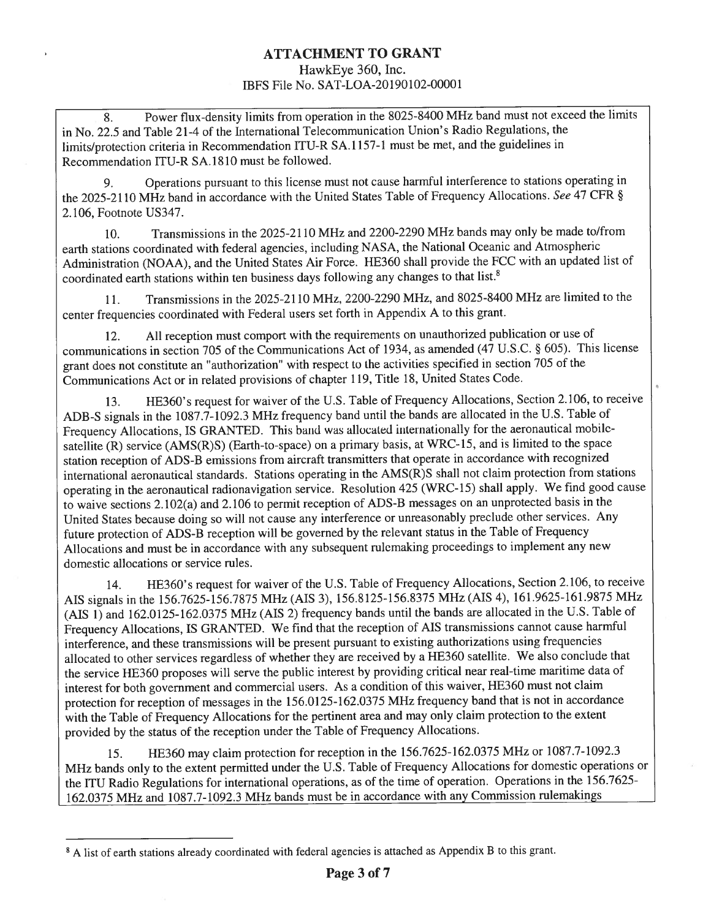8. Power flux-density limits from operation in the 8025-8400 MHz band must not exceed the limits in No. 22.5 and Table 21-4 of the International Telecommunication Union's Radio Regulations, the limits/protection criteria in Recommendation ITU-R SA.1157-1 must be met, and the guidelines in Recommendation ITU-R SA.1810 must be followed.

9. Operations pursuant to this license must not cause harmful interference to stations operating in the 2025-2110 MHz band in accordance with the United States Table of Frequency Allocations. *See* 47 CFR § 2.106, Footnote US347.

10. Transmissions in the 2025-2110 MHz and 2200-2290 MHz bands may only be made to/from earth stations coordinated with federal agencies, including NASA, the National Oceanic and Atmospheric Administration (NOAA), and the United States Air Force. HE360 shall provide the FCC with an updated list of coordinated earth stations within ten business days following any changes to that list.[8]

11. Transmissions in the 2025-2110 MHz, 2200-2290 MHz, and 8025-8400 MHz are limited to the center frequencies coordinated with Federal users set forth in Appendix A to this grant.

12. All reception must comport with the requirements on unauthorized publication or use of communications in section 705 of the Communications Act of 1934, as amended (47 U.S.C. § 605). This license grant does not constitute an "authorization" with respect to the activities specified in section 705 of the Communications Act or in related provisions of chapter 119, Title 18, United States Code.

13. HE360's request for waiver of the U.S. Table of Frequency Allocations, Section 2.106, to receive ADB-S signals in the 1087.7-1092.3 MHz frequency band until the bands are allocated in the U.S. Table of Frequency Allocations, IS GRANTED. This band was allocated internationally for the aeronautical mobile-satellite (R) service (AMS(R)S) (Earth-to-space) on a primary basis, at WRC-15, and is limited to the space station reception of ADS-B emissions from aircraft transmitters that operate in accordance with recognized international aeronautical standards. Stations operating in the AMS(R)S shall not claim protection from stations operating in the aeronautical radionavigation service. Resolution 425 (WRC-15) shall apply. We find good cause to waive sections 2.102(a) and 2.106 to permit reception of ADS-B messages on an unprotected basis in the United States because doing so will not cause any interference or unreasonably preclude other services. Any future protection of ADS-B reception will be governed by the relevant status in the Table of Frequency Allocations and must be in accordance with any subsequent rulemaking proceedings to implement any new domestic allocations or service rules.

14. HE360's request for waiver of the U.S. Table of Frequency Allocations, Section 2.106, to receive AIS signals in the 156.7625-156.7875 MHz (AIS 3), 156.8125-156.8375 MHz (AIS 4), 161.9625-161.9875 MHz (AIS 1) and 162.0125-162.0375 MHz (AIS 2) frequency bands until the bands are allocated in the U.S. Table of Frequency Allocations, IS GRANTED. We find that the reception of AIS transmissions cannot cause harmful interference, and these transmissions will be present pursuant to existing authorizations using frequencies allocated to other services regardless of whether they are received by a HE360 satellite. We also conclude that the service HE360 proposes will serve the public interest by providing critical near real-time maritime data of interest for both government and commercial users. As a condition of this waiver, HE360 must not claim protection for reception of messages in the 156.0125-162.0375 MHz frequency band that is not in accordance with the Table of Frequency Allocations for the pertinent area and may only claim protection to the extent provided by the status of the reception under the Table of Frequency Allocations.

15. HE360 may claim protection for reception in the 156.7625-162.0375 MHz or 1087.7-1092.3 MHz bands only to the extent permitted under the U.S. Table of Frequency Allocations for domestic operations or the ITU Radio Regulations for international operations, as of the time of operation. Operations in the 156.7625-162.0375 MHz and 1087.7-1092.3 MHz bands must be in accordance with any Commission rulemakings

[8] A list of earth stations already coordinated with federal agencies is attached as Appendix B to this grant.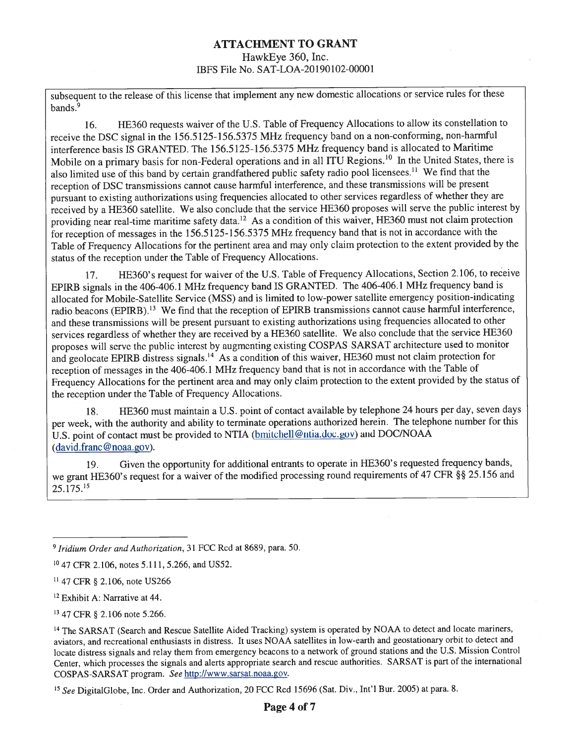subsequent to the release of this license that implement any new domestic allocations or service rules for these bands.[9]

16. HE360 requests waiver of the U.S. Table of Frequency Allocations to allow its constellation to receive the DSC signal in the 156.5125-156.5375 MHz frequency band on a non-conforming, non-harmful interference basis IS GRANTED. The 156.5125-156.5375 MHz frequency band is allocated to Maritime Mobile on a primary basis for non-Federal operations and in all ITU Regions.[10] In the United States, there is also limited use of this band by certain grandfathered public safety radio pool licensees.[11] We find that the reception of DSC transmissions cannot cause harmful interference, and these transmissions will be present pursuant to existing authorizations using frequencies allocated to other services regardless of whether they are received by a HE360 satellite. We also conclude that the service HE360 proposes will serve the public interest by providing near real-time maritime safety data.[12] As a condition of this waiver, HE360 must not claim protection for reception of messages in the 156.5125-156.5375 MHz frequency band that is not in accordance with the Table of Frequency Allocations for the pertinent area and may only claim protection to the extent provided by the status of the reception under the Table of Frequency Allocations.

17. HE360's request for waiver of the U.S. Table of Frequency Allocations, Section 2.106, to receive EPIRB signals in the 406-406.1 MHz frequency band IS GRANTED. The 406-406.1 MHz frequency band is allocated for Mobile-Satellite Service (MSS) and is limited to low-power satellite emergency position-indicating radio beacons (EPIRB).[13] We find that the reception of EPIRB transmissions cannot cause harmful interference, and these transmissions will be present pursuant to existing authorizations using frequencies allocated to other services regardless of whether they are received by a HE360 satellite. We also conclude that the service HE360 proposes will serve the public interest by augmenting existing COSPAS SARSAT architecture used to monitor and geolocate EPIRB distress signals.[14] As a condition of this waiver, HE360 must not claim protection for reception of messages in the 406-406.1 MHz frequency band that is not in accordance with the Table of Frequency Allocations for the pertinent area and may only claim protection to the extent provided by the status of the reception under the Table of Frequency Allocations.

18. HE360 must maintain a U.S. point of contact available by telephone 24 hours per day, seven days per week, with the authority and ability to terminate operations authorized herein. The telephone number for this U.S. point of contact must be provided to NTIA (bmitchell@ntia.doc.gov) and DOC/NOAA (david.franc@noaa.gov).

19. Given the opportunity for additional entrants to operate in HE360's requested frequency bands, we grant HE360's request for a waiver of the modified processing round requirements of 47 CFR §§ 25.156 and 25.175.[15]

---

[9] *Iridium Order and Authorization*, 31 FCC Rcd at 8689, para. 50.

[10] 47 CFR 2.106, notes 5.111, 5.266, and US52.

[11] 47 CFR § 2.106, note US266

[12] Exhibit A: Narrative at 44.

[13] 47 CFR § 2.106 note 5.266.

[14] The SARSAT (Search and Rescue Satellite Aided Tracking) system is operated by NOAA to detect and locate mariners, aviators, and recreational enthusiasts in distress. It uses NOAA satellites in low-earth and geostationary orbit to detect and locate distress signals and relay them from emergency beacons to a network of ground stations and the U.S. Mission Control Center, which processes the signals and alerts appropriate search and rescue authorities. SARSAT is part of the international COSPAS-SARSAT program. *See* http://www.sarsat.noaa.gov.

[15] *See* DigitalGlobe, Inc. Order and Authorization, 20 FCC Rcd 15696 (Sat. Div., Int'l Bur. 2005) at para. 8.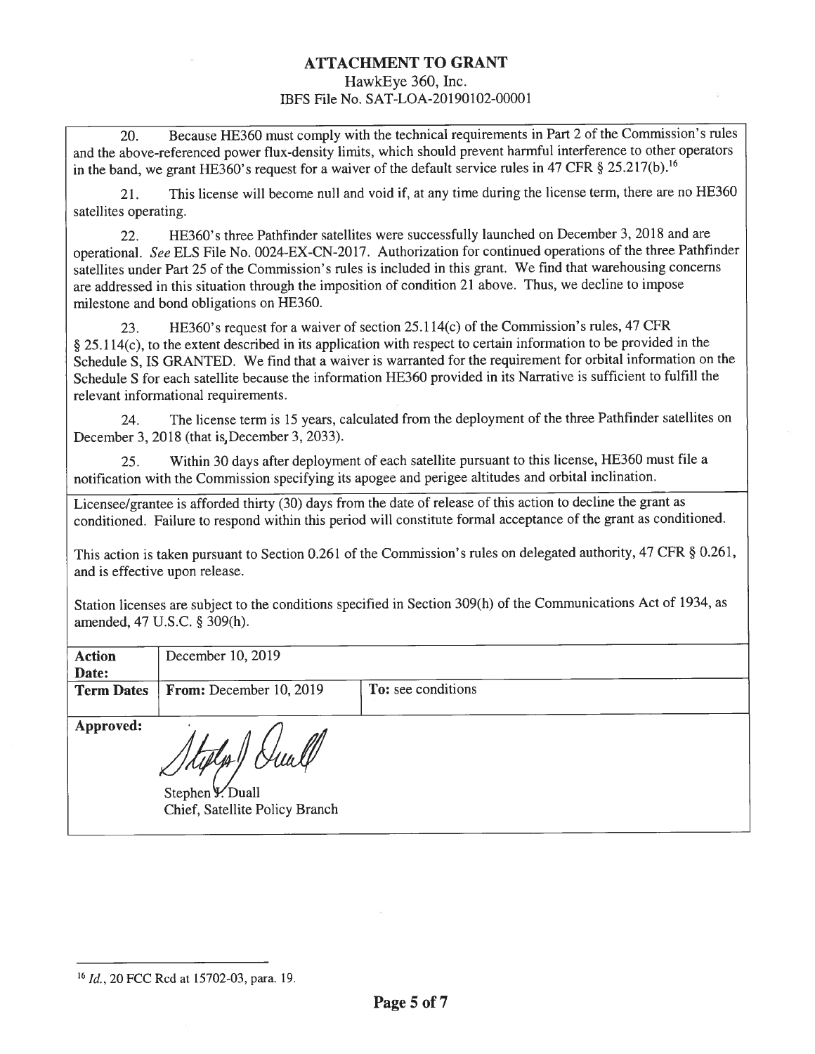**ATTACHMENT TO GRANT**

HawkEye 360, Inc.

IBFS File No. SAT-LOA-20190102-00001

20. Because HE360 must comply with the technical requirements in Part 2 of the Commission's rules and the above-referenced power flux-density limits, which should prevent harmful interference to other operators in the band, we grant HE360's request for a waiver of the default service rules in 47 CFR § 25.217(b).[16]

21. This license will become null and void if, at any time during the license term, there are no HE360 satellites operating.

22. HE360's three Pathfinder satellites were successfully launched on December 3, 2018 and are operational. *See* ELS File No. 0024-EX-CN-2017. Authorization for continued operations of the three Pathfinder satellites under Part 25 of the Commission's rules is included in this grant. We find that warehousing concerns are addressed in this situation through the imposition of condition 21 above. Thus, we decline to impose milestone and bond obligations on HE360.

23. HE360's request for a waiver of section 25.114(c) of the Commission's rules, 47 CFR § 25.114(c), to the extent described in its application with respect to certain information to be provided in the Schedule S, IS GRANTED. We find that a waiver is warranted for the requirement for orbital information on the Schedule S for each satellite because the information HE360 provided in its Narrative is sufficient to fulfill the relevant informational requirements.

24. The license term is 15 years, calculated from the deployment of the three Pathfinder satellites on December 3, 2018 (that is,December 3, 2033).

25. Within 30 days after deployment of each satellite pursuant to this license, HE360 must file a notification with the Commission specifying its apogee and perigee altitudes and orbital inclination.

Licensee/grantee is afforded thirty (30) days from the date of release of this action to decline the grant as conditioned. Failure to respond within this period will constitute formal acceptance of the grant as conditioned.

This action is taken pursuant to Section 0.261 of the Commission's rules on delegated authority, 47 CFR § 0.261, and is effective upon release.

Station licenses are subject to the conditions specified in Section 309(h) of the Communications Act of 1934, as amended, 47 U.S.C. § 309(h).

| **Action Date:** | December 10, 2019 | |
| --- | --- | --- |
| **Term Dates** | **From:** December 10, 2019 | **To:** see conditions |

**Approved:**

Stephen J. Duall

Chief, Satellite Policy Branch

---

[16] *Id.*, 20 FCC Rcd at 15702-03, para. 19.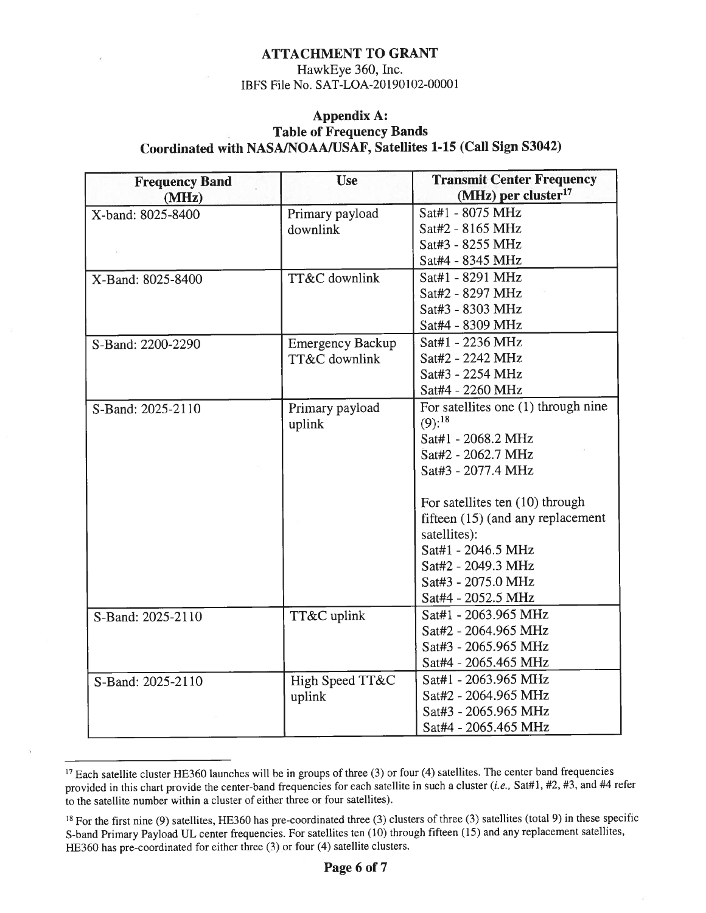**ATTACHMENT TO GRANT**

HawkEye 360, Inc.

IBFS File No. SAT-LOA-20190102-00001

## Appendix A:
## Table of Frequency Bands
## Coordinated with NASA/NOAA/USAF, Satellites 1-15 (Call Sign S3042)

| Frequency Band (MHz) | Use | Transmit Center Frequency (MHz) per cluster[17] |
|---|---|---|
| X-band: 8025-8400 | Primary payload downlink | Sat#1 - 8075 MHz<br>Sat#2 - 8165 MHz<br>Sat#3 - 8255 MHz<br>Sat#4 - 8345 MHz |
| X-Band: 8025-8400 | TT&C downlink | Sat#1 - 8291 MHz<br>Sat#2 - 8297 MHz<br>Sat#3 - 8303 MHz<br>Sat#4 - 8309 MHz |
| S-Band: 2200-2290 | Emergency Backup TT&C downlink | Sat#1 - 2236 MHz<br>Sat#2 - 2242 MHz<br>Sat#3 - 2254 MHz<br>Sat#4 - 2260 MHz |
| S-Band: 2025-2110 | Primary payload uplink | For satellites one (1) through nine (9):[18]<br>Sat#1 - 2068.2 MHz<br>Sat#2 - 2062.7 MHz<br>Sat#3 - 2077.4 MHz<br><br>For satellites ten (10) through fifteen (15) (and any replacement satellites):<br>Sat#1 - 2046.5 MHz<br>Sat#2 - 2049.3 MHz<br>Sat#3 - 2075.0 MHz<br>Sat#4 - 2052.5 MHz |
| S-Band: 2025-2110 | TT&C uplink | Sat#1 - 2063.965 MHz<br>Sat#2 - 2064.965 MHz<br>Sat#3 - 2065.965 MHz<br>Sat#4 - 2065.465 MHz |
| S-Band: 2025-2110 | High Speed TT&C uplink | Sat#1 - 2063.965 MHz<br>Sat#2 - 2064.965 MHz<br>Sat#3 - 2065.965 MHz<br>Sat#4 - 2065.465 MHz |

[17] Each satellite cluster HE360 launches will be in groups of three (3) or four (4) satellites. The center band frequencies provided in this chart provide the center-band frequencies for each satellite in such a cluster (*i.e.,* Sat#1, #2, #3, and #4 refer to the satellite number within a cluster of either three or four satellites).

[18] For the first nine (9) satellites, HE360 has pre-coordinated three (3) clusters of three (3) satellites (total 9) in these specific S-band Primary Payload UL center frequencies. For satellites ten (10) through fifteen (15) and any replacement satellites, HE360 has pre-coordinated for either three (3) or four (4) satellite clusters.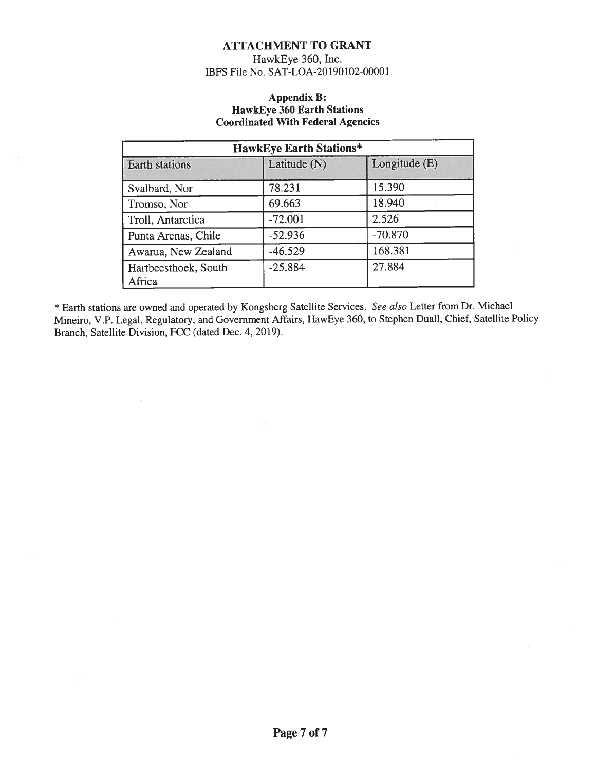**ATTACHMENT TO GRANT**

HawkEye 360, Inc.

IBFS File No. SAT-LOA-20190102-00001

**Appendix B:**
**HawkEye 360 Earth Stations**
**Coordinated With Federal Agencies**

| **HawkEye Earth Stations*** | | |
|---|---|---|
| Earth stations | Latitude (N) | Longitude (E) |
| Svalbard, Nor | 78.231 | 15.390 |
| Tromso, Nor | 69.663 | 18.940 |
| Troll, Antarctica | -72.001 | 2.526 |
| Punta Arenas, Chile | -52.936 | -70.870 |
| Awarua, New Zealand | -46.529 | 168.381 |
| Hartbeesthoek, South Africa | -25.884 | 27.884 |

\* Earth stations are owned and operated by Kongsberg Satellite Services. *See also* Letter from Dr. Michael Mineiro, V.P. Legal, Regulatory, and Government Affairs, HawEye 360, to Stephen Duall, Chief, Satellite Policy Branch, Satellite Division, FCC (dated Dec. 4, 2019).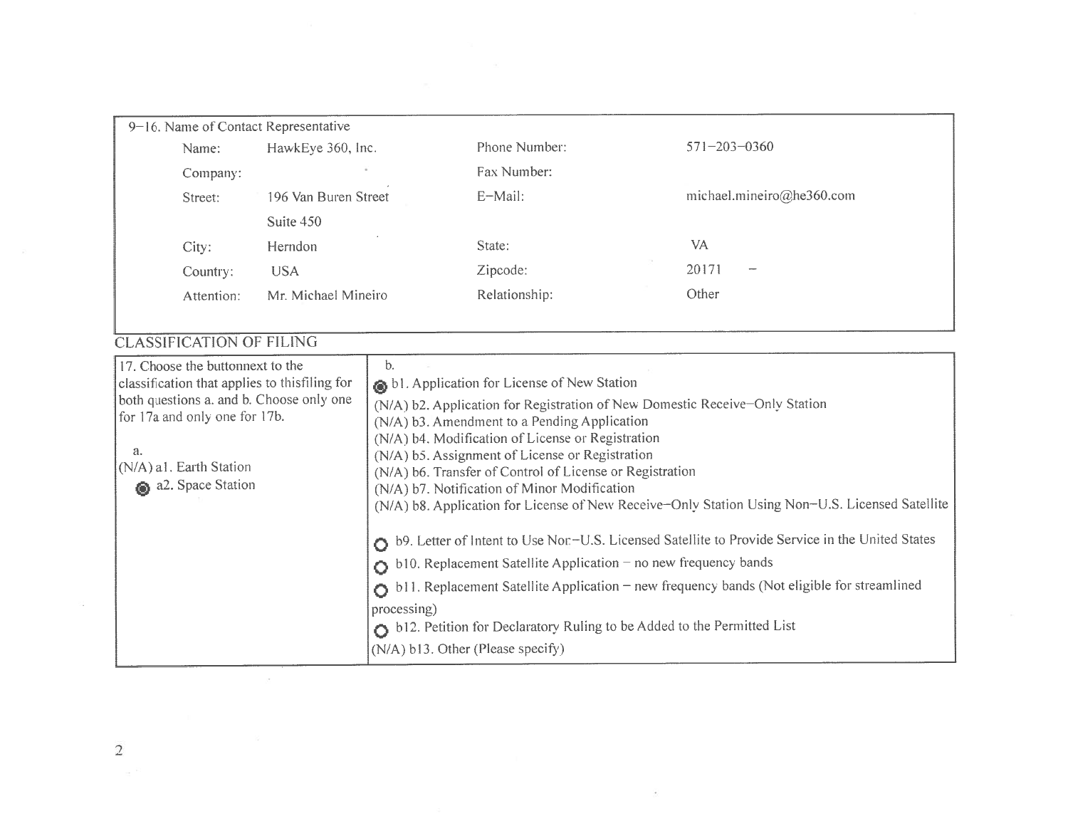| 9-16. Name of Contact Representative | | | |
|---|---|---|---|
| Name: | HawkEye 360, Inc. | Phone Number: | 571-203-0360 |
| Company: | | Fax Number: | |
| Street: | 196 Van Buren Street<br>Suite 450 | E-Mail: | michael.mineiro@he360.com |
| City: | Herndon | State: | VA |
| Country: | USA | Zipcode: | 20171 - |
| Attention: | Mr. Michael Mineiro | Relationship: | Other |

## CLASSIFICATION OF FILING

| 17. Choose the buttonnext to the classification that applies to thisfiling for both questions a. and b. Choose only one for 17a and only one for 17b. | b. |
|---|---|
| a.<br>(N/A) a1. Earth Station<br>◉ a2. Space Station | ◉ b1. Application for License of New Station<br>(N/A) b2. Application for Registration of New Domestic Receive-Only Station<br>(N/A) b3. Amendment to a Pending Application<br>(N/A) b4. Modification of License or Registration<br>(N/A) b5. Assignment of License or Registration<br>(N/A) b6. Transfer of Control of License or Registration<br>(N/A) b7. Notification of Minor Modification<br>(N/A) b8. Application for License of New Receive-Only Station Using Non-U.S. Licensed Satellite<br>○ b9. Letter of Intent to Use Non-U.S. Licensed Satellite to Provide Service in the United States<br>○ b10. Replacement Satellite Application - no new frequency bands<br>○ b11. Replacement Satellite Application - new frequency bands (Not eligible for streamlined processing)<br>○ b12. Petition for Declaratory Ruling to be Added to the Permitted List<br>(N/A) b13. Other (Please specify) |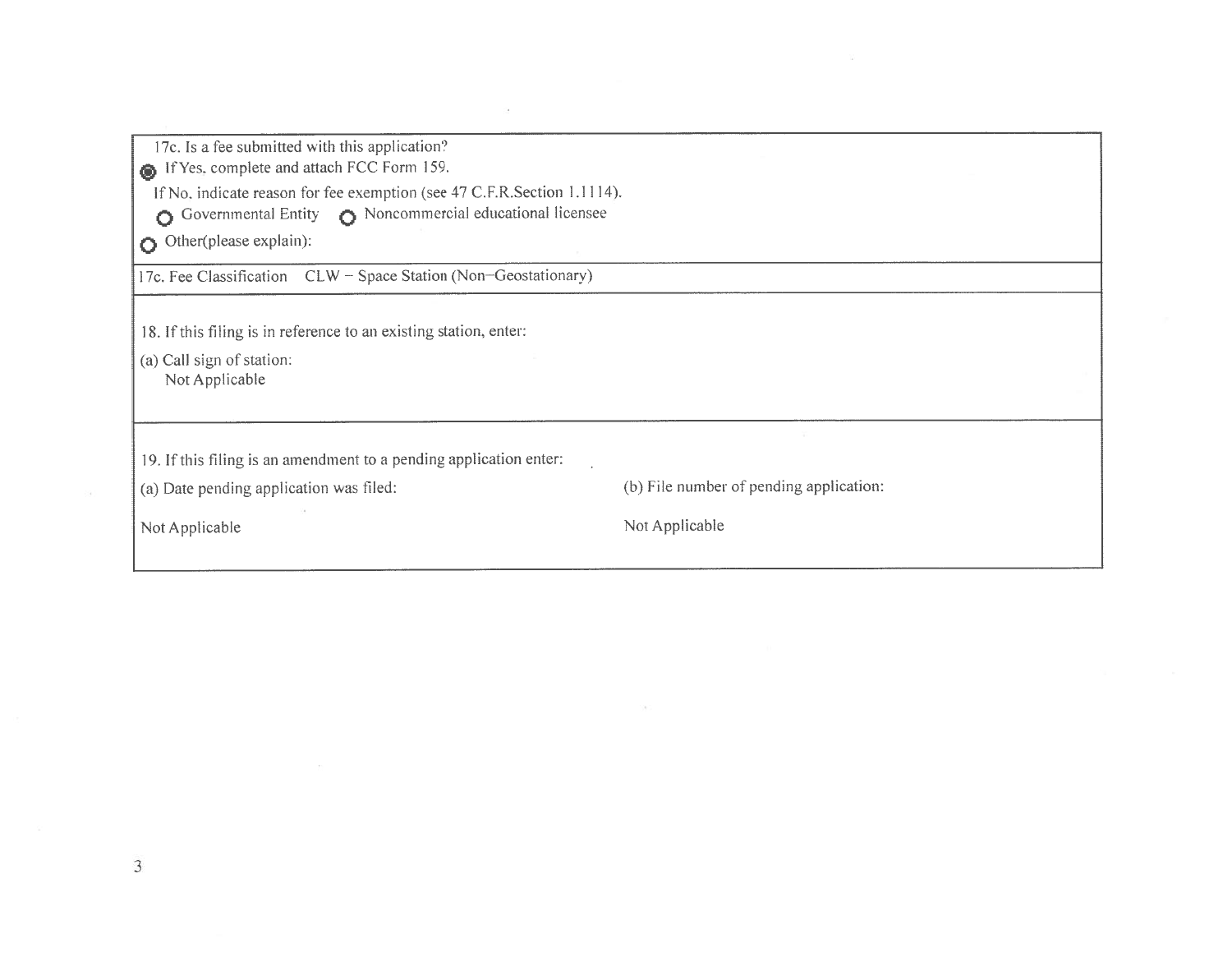17c. Is a fee submitted with this application?

◉ If Yes, complete and attach FCC Form 159.

If No, indicate reason for fee exemption (see 47 C.F.R.Section 1.1114).

○ Governmental Entity ○ Noncommercial educational licensee

○ Other(please explain):

17c. Fee Classification CLW – Space Station (Non–Geostationary)

18. If this filing is in reference to an existing station, enter:

(a) Call sign of station:
Not Applicable

19. If this filing is an amendment to a pending application enter:

(a) Date pending application was filed:

Not Applicable

(b) File number of pending application:

Not Applicable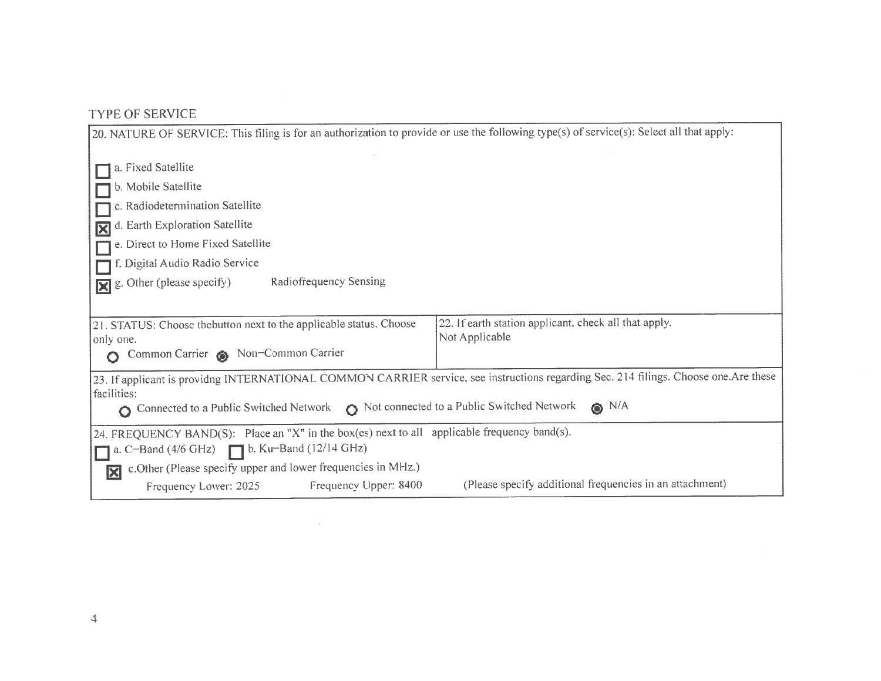## TYPE OF SERVICE

**20. NATURE OF SERVICE:** This filing is for an authorization to provide or use the following type(s) of service(s): Select all that apply:

- [ ] a. Fixed Satellite
- [ ] b. Mobile Satellite
- [ ] c. Radiodetermination Satellite
- [x] d. Earth Exploration Satellite
- [ ] e. Direct to Home Fixed Satellite
- [ ] f. Digital Audio Radio Service
- [x] g. Other (please specify) Radiofrequency Sensing

| 21. STATUS: Choose thebutton next to the applicable status. Choose only one. | 22. If earth station applicant, check all that apply. |
| --- | --- |
| ○ Common Carrier ◉ Non–Common Carrier | Not Applicable |

**23.** If applicant is providng INTERNATIONAL COMMON CARRIER service, see instructions regarding Sec. 214 filings. Choose one.Are these facilities:

○ Connected to a Public Switched Network ○ Not connected to a Public Switched Network ◉ N/A

**24. FREQUENCY BAND(S):** Place an "X" in the box(es) next to all applicable frequency band(s).

- [ ] a. C–Band (4/6 GHz)
- [ ] b. Ku–Band (12/14 GHz)
- [x] c.Other (Please specify upper and lower frequencies in MHz.)

Frequency Lower: 2025 Frequency Upper: 8400 (Please specify additional frequencies in an attachment)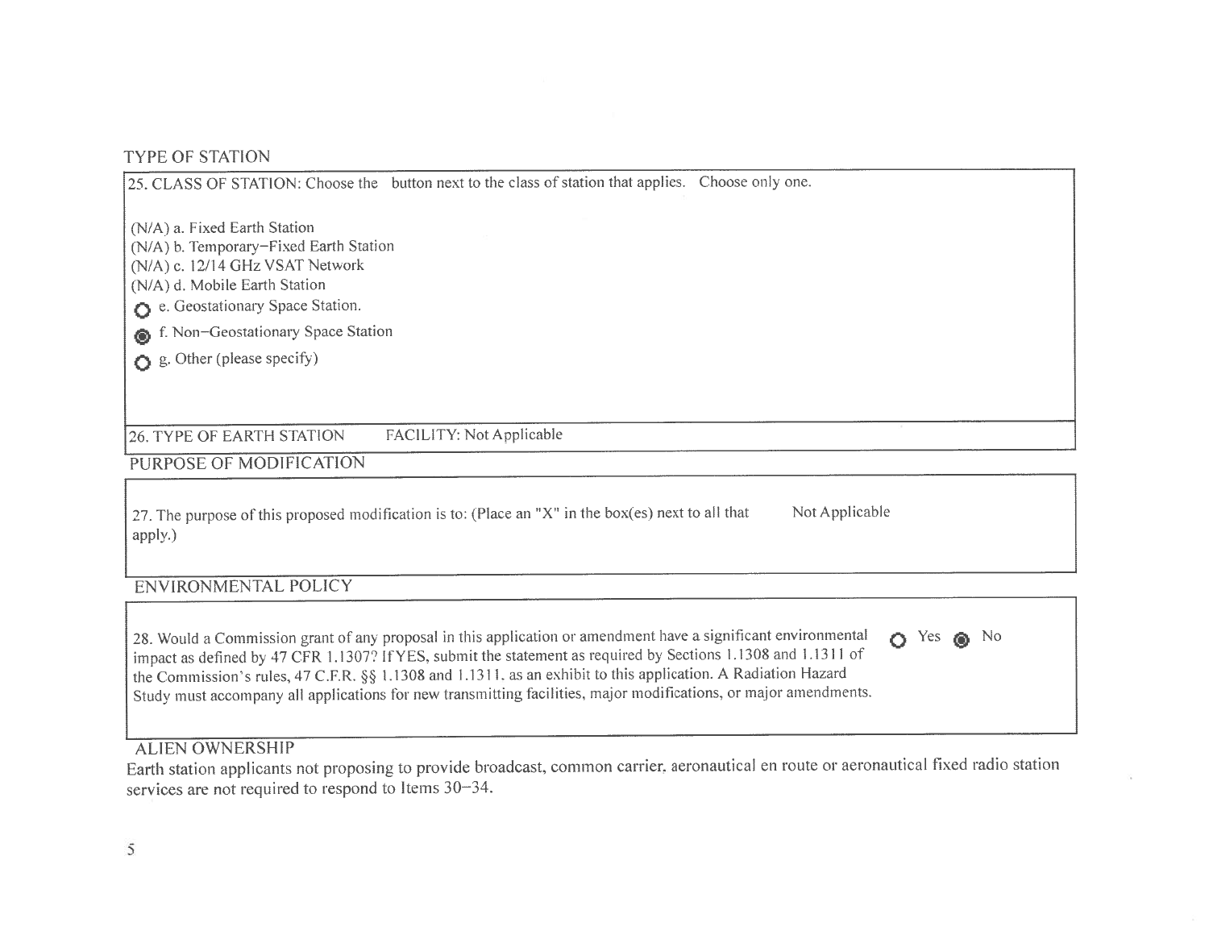## TYPE OF STATION

25. CLASS OF STATION: Choose the button next to the class of station that applies. Choose only one.

(N/A) a. Fixed Earth Station
(N/A) b. Temporary–Fixed Earth Station
(N/A) c. 12/14 GHz VSAT Network
(N/A) d. Mobile Earth Station
○ e. Geostationary Space Station.
◉ f. Non–Geostationary Space Station
○ g. Other (please specify)

26. TYPE OF EARTH STATION FACILITY: Not Applicable

## PURPOSE OF MODIFICATION

27. The purpose of this proposed modification is to: (Place an "X" in the box(es) next to all that apply.) Not Applicable

## ENVIRONMENTAL POLICY

28. Would a Commission grant of any proposal in this application or amendment have a significant environmental impact as defined by 47 CFR 1.1307? If YES, submit the statement as required by Sections 1.1308 and 1.1311 of the Commission's rules, 47 C.F.R. §§ 1.1308 and 1.1311, as an exhibit to this application. A Radiation Hazard Study must accompany all applications for new transmitting facilities, major modifications, or major amendments. ○ Yes ◉ No

## ALIEN OWNERSHIP

Earth station applicants not proposing to provide broadcast, common carrier, aeronautical en route or aeronautical fixed radio station services are not required to respond to Items 30–34.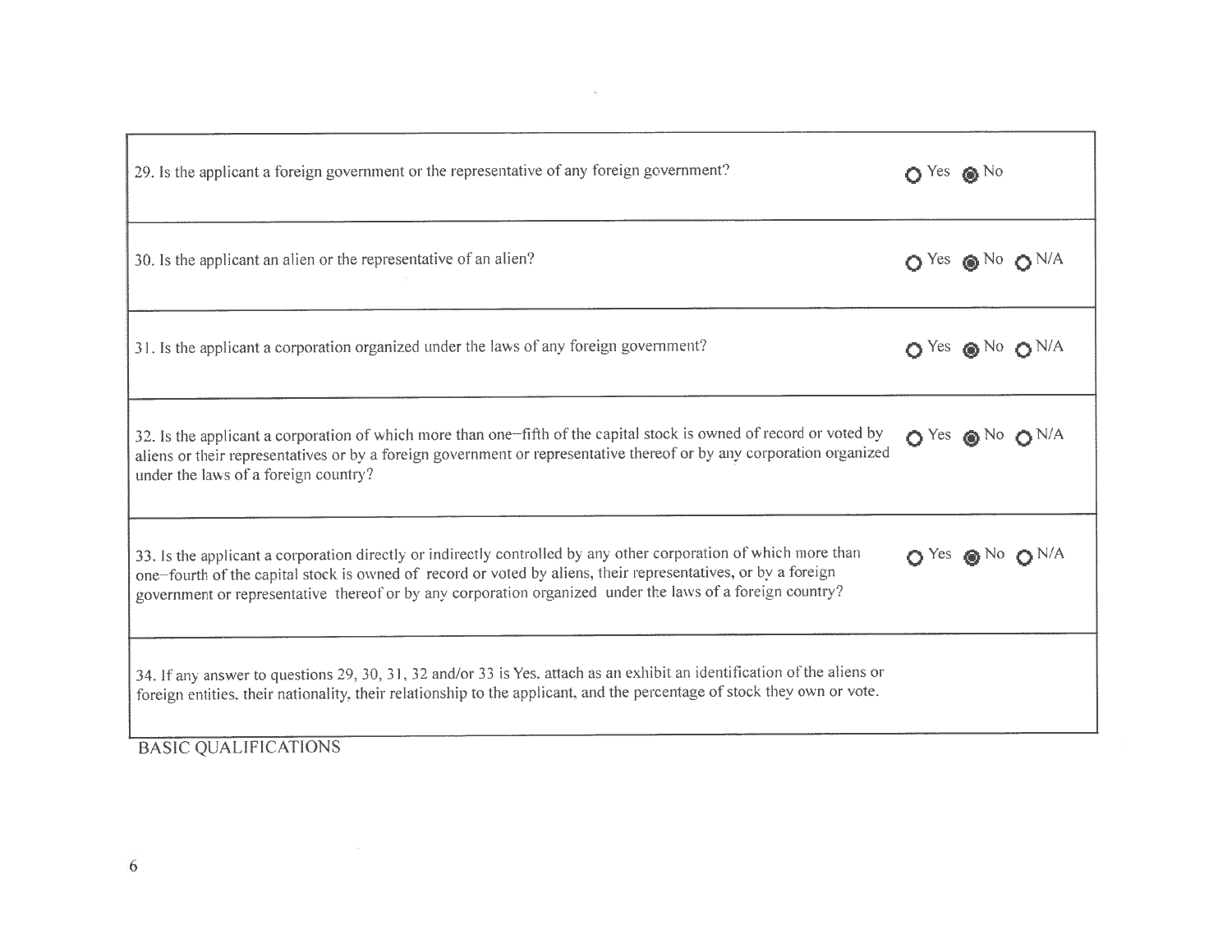| Question | Answer |
|---|---|
| 29. Is the applicant a foreign government or the representative of any foreign government? | ○ Yes ◉ No |
| 30. Is the applicant an alien or the representative of an alien? | ○ Yes ◉ No ○ N/A |
| 31. Is the applicant a corporation organized under the laws of any foreign government? | ○ Yes ◉ No ○ N/A |
| 32. Is the applicant a corporation of which more than one–fifth of the capital stock is owned of record or voted by aliens or their representatives or by a foreign government or representative thereof or by any corporation organized under the laws of a foreign country? | ○ Yes ◉ No ○ N/A |
| 33. Is the applicant a corporation directly or indirectly controlled by any other corporation of which more than one–fourth of the capital stock is owned of record or voted by aliens, their representatives, or by a foreign government or representative thereof or by any corporation organized under the laws of a foreign country? | ○ Yes ◉ No ○ N/A |
| 34. If any answer to questions 29, 30, 31, 32 and/or 33 is Yes, attach as an exhibit an identification of the aliens or foreign entities, their nationality, their relationship to the applicant, and the percentage of stock they own or vote. | |

BASIC QUALIFICATIONS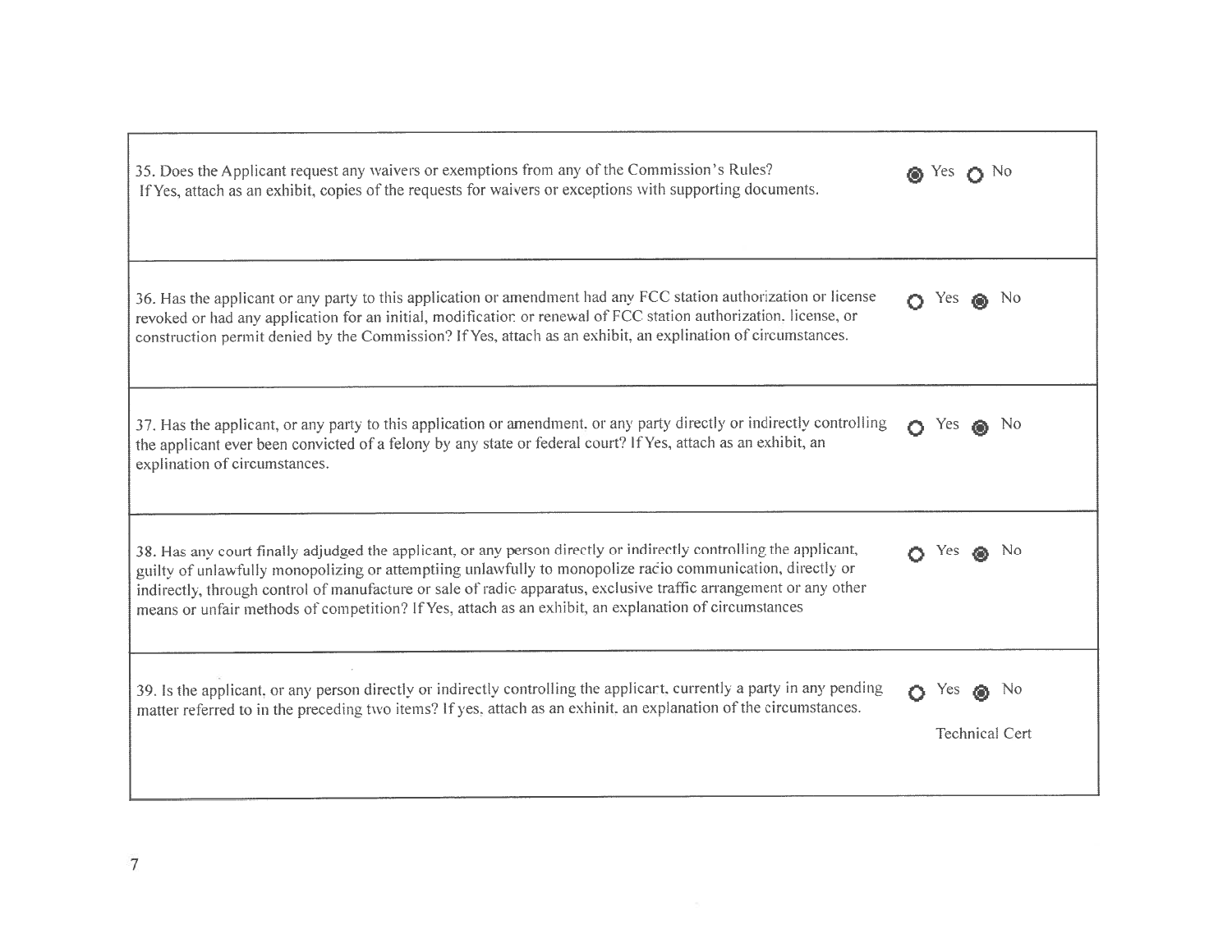| | |
|---|---|
| 35. Does the Applicant request any waivers or exemptions from any of the Commission's Rules? If Yes, attach as an exhibit, copies of the requests for waivers or exceptions with supporting documents. | ◉ Yes ○ No |
| 36. Has the applicant or any party to this application or amendment had any FCC station authorization or license revoked or had any application for an initial, modification or renewal of FCC station authorization, license, or construction permit denied by the Commission? If Yes, attach as an exhibit, an explination of circumstances. | ○ Yes ◉ No |
| 37. Has the applicant, or any party to this application or amendment, or any party directly or indirectly controlling the applicant ever been convicted of a felony by any state or federal court? If Yes, attach as an exhibit, an explination of circumstances. | ○ Yes ◉ No |
| 38. Has any court finally adjudged the applicant, or any person directly or indirectly controlling the applicant, guilty of unlawfully monopolizing or attemptiing unlawfully to monopolize radio communication, directly or indirectly, through control of manufacture or sale of radio apparatus, exclusive traffic arrangement or any other means or unfair methods of competition? If Yes, attach as an exhibit, an explanation of circumstances | ○ Yes ◉ No |
| 39. Is the applicant, or any person directly or indirectly controlling the applicart, currently a party in any pending matter referred to in the preceding two items? If yes, attach as an exhinit, an explanation of the circumstances. | ○ Yes ◉ No<br><br>Technical Cert |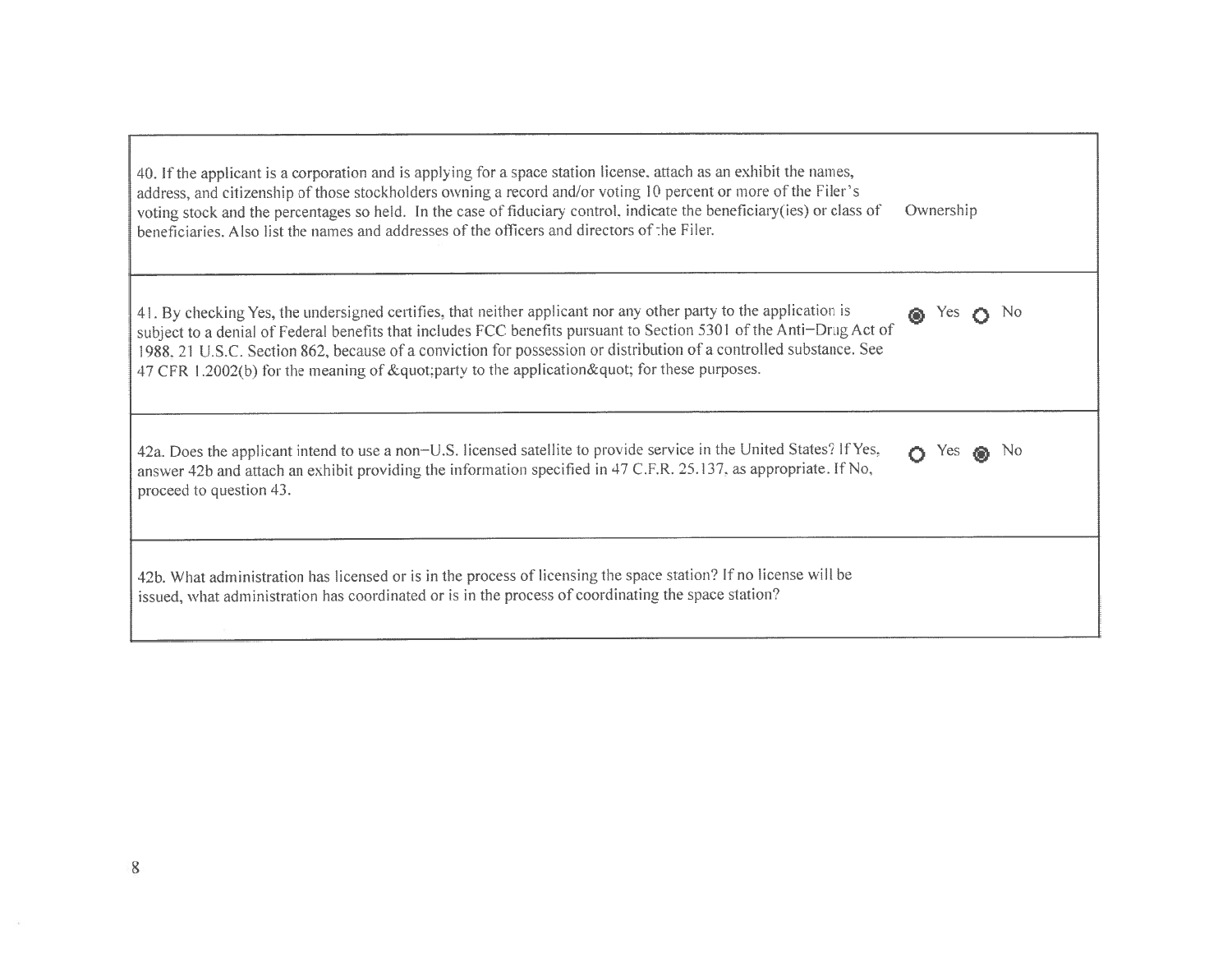| | |
|---|---|
| 40. If the applicant is a corporation and is applying for a space station license, attach as an exhibit the names, address, and citizenship of those stockholders owning a record and/or voting 10 percent or more of the Filer's voting stock and the percentages so held. In the case of fiduciary control, indicate the beneficiary(ies) or class of beneficiaries. Also list the names and addresses of the officers and directors of the Filer. | Ownership |
| 41. By checking Yes, the undersigned certifies, that neither applicant nor any other party to the application is subject to a denial of Federal benefits that includes FCC benefits pursuant to Section 5301 of the Anti-Drug Act of 1988, 21 U.S.C. Section 862, because of a conviction for possession or distribution of a controlled substance. See 47 CFR 1.2002(b) for the meaning of &quot;party to the application&quot; for these purposes. | (●) Yes ( ) No |
| 42a. Does the applicant intend to use a non-U.S. licensed satellite to provide service in the United States? If Yes, answer 42b and attach an exhibit providing the information specified in 47 C.F.R. 25.137, as appropriate. If No, proceed to question 43. | ( ) Yes (●) No |
| 42b. What administration has licensed or is in the process of licensing the space station? If no license will be issued, what administration has coordinated or is in the process of coordinating the space station? | |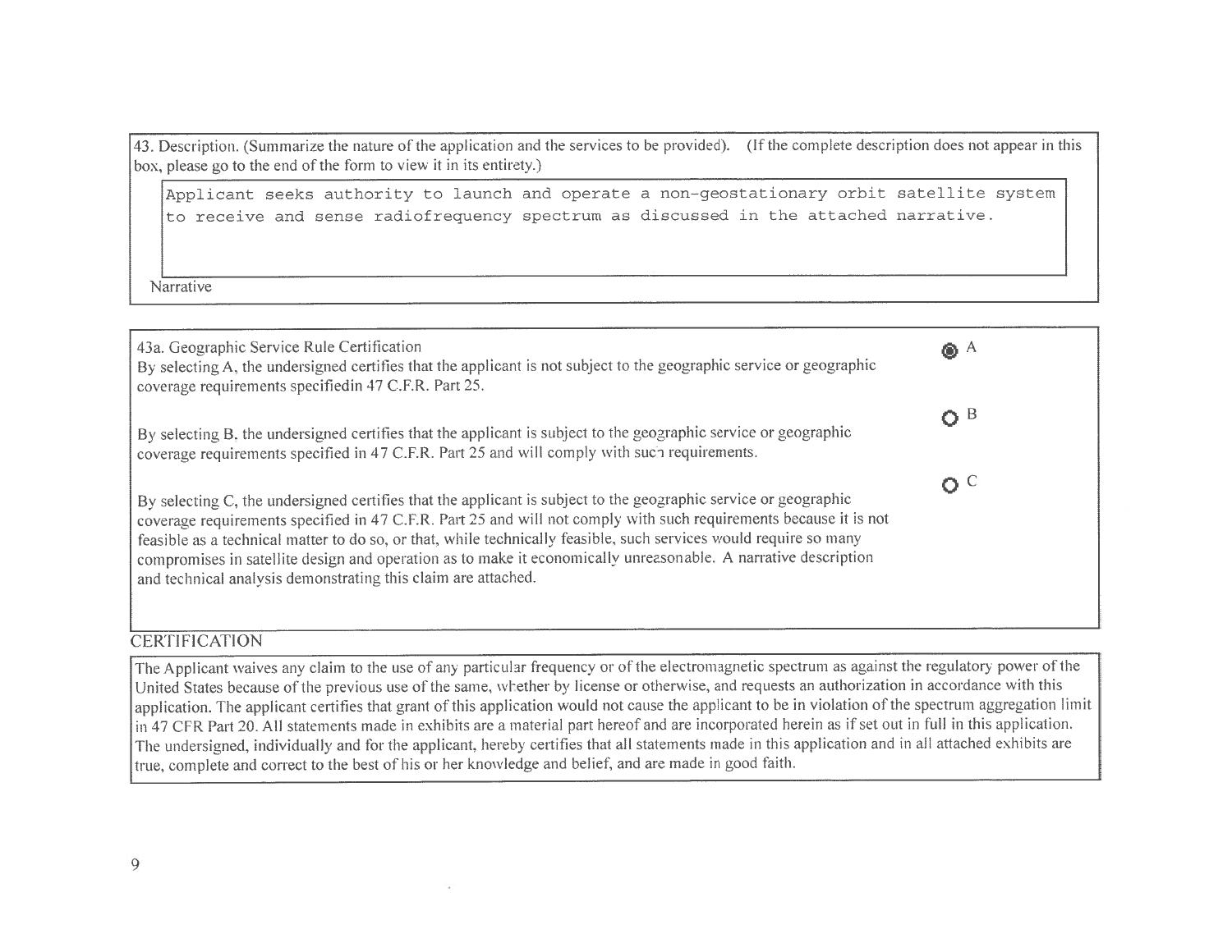43. Description. (Summarize the nature of the application and the services to be provided). (If the complete description does not appear in this box, please go to the end of the form to view it in its entirety.)

```
Applicant seeks authority to launch and operate a non-geostationary orbit satellite system
to receive and sense radiofrequency spectrum as discussed in the attached narrative.
```

Narrative

43a. Geographic Service Rule Certification

By selecting A, the undersigned certifies that the applicant is not subject to the geographic service or geographic coverage requirements specifiedin 47 C.F.R. Part 25.

- [x] A

By selecting B, the undersigned certifies that the applicant is subject to the geographic service or geographic coverage requirements specified in 47 C.F.R. Part 25 and will comply with such requirements.

- [ ] B

By selecting C, the undersigned certifies that the applicant is subject to the geographic service or geographic coverage requirements specified in 47 C.F.R. Part 25 and will not comply with such requirements because it is not feasible as a technical matter to do so, or that, while technically feasible, such services would require so many compromises in satellite design and operation as to make it economically unreasonable. A narrative description and technical analysis demonstrating this claim are attached.

- [ ] C

## CERTIFICATION

The Applicant waives any claim to the use of any particular frequency or of the electromagnetic spectrum as against the regulatory power of the United States because of the previous use of the same, whether by license or otherwise, and requests an authorization in accordance with this application. The applicant certifies that grant of this application would not cause the applicant to be in violation of the spectrum aggregation limit in 47 CFR Part 20. All statements made in exhibits are a material part hereof and are incorporated herein as if set out in full in this application. The undersigned, individually and for the applicant, hereby certifies that all statements made in this application and in all attached exhibits are true, complete and correct to the best of his or her knowledge and belief, and are made in good faith.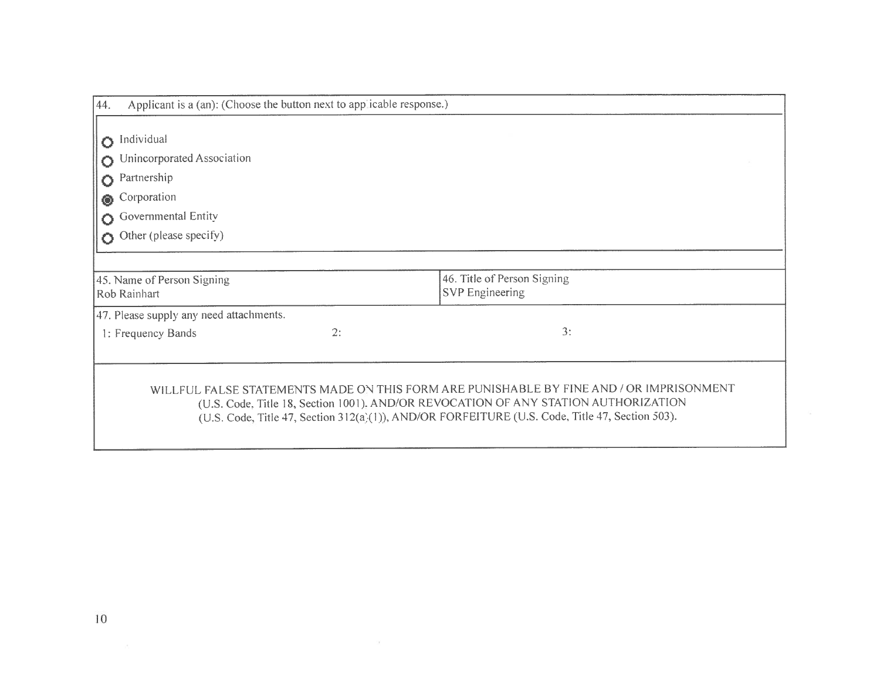44. Applicant is a (an): (Choose the button next to applicable response.)

- ○ Individual
- ○ Unincorporated Association
- ○ Partnership
- ◉ Corporation
- ○ Governmental Entity
- ○ Other (please specify)

| 45. Name of Person Signing | 46. Title of Person Signing |
| --- | --- |
| Rob Rainhart | SVP Engineering |

47. Please supply any need attachments.

| 1: Frequency Bands | 2: | 3: |
| --- | --- | --- |

WILLFUL FALSE STATEMENTS MADE ON THIS FORM ARE PUNISHABLE BY FINE AND / OR IMPRISONMENT (U.S. Code, Title 18, Section 1001). AND/OR REVOCATION OF ANY STATION AUTHORIZATION (U.S. Code, Title 47, Section 312(a)(1)), AND/OR FORFEITURE (U.S. Code, Title 47, Section 503).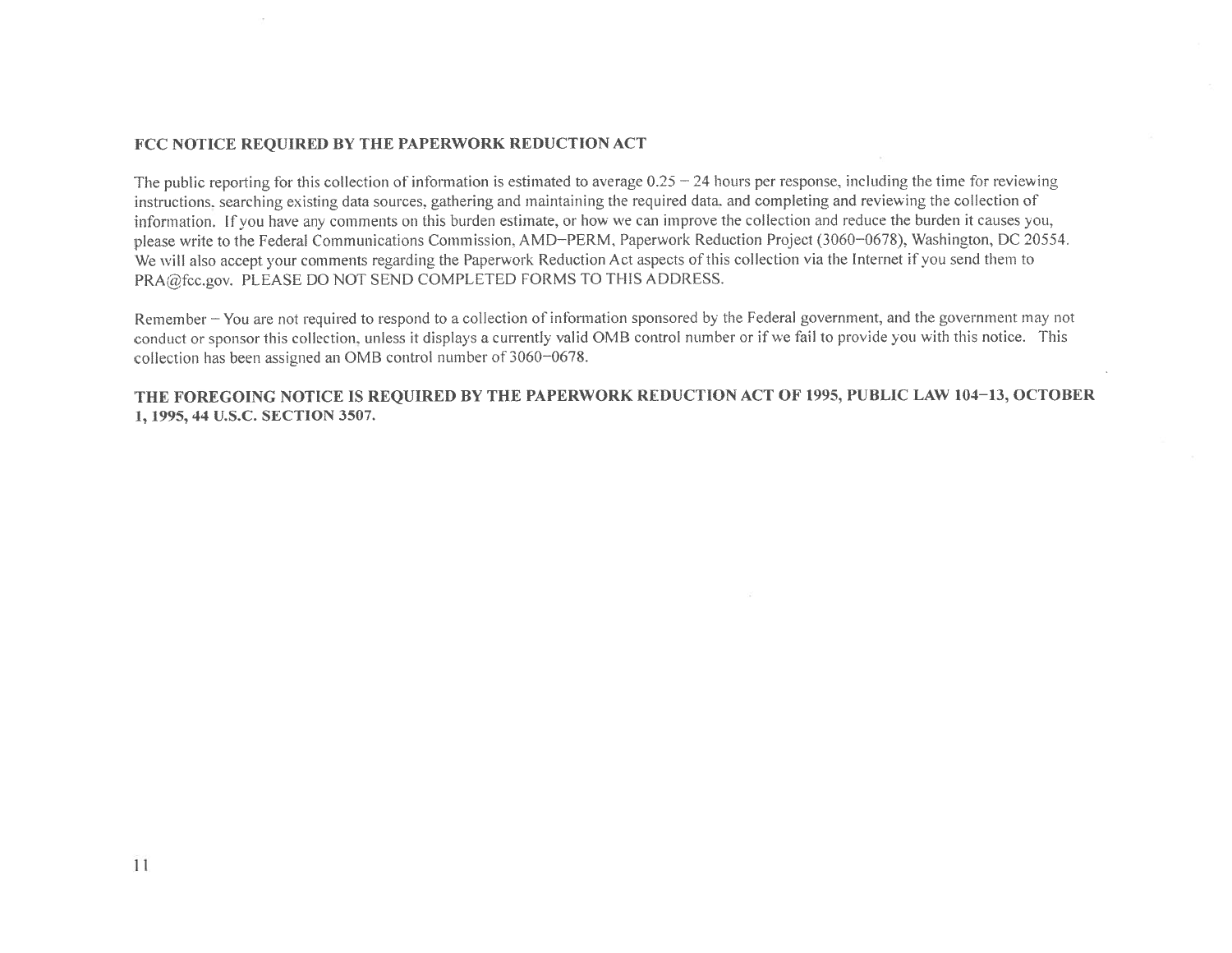**FCC NOTICE REQUIRED BY THE PAPERWORK REDUCTION ACT**

The public reporting for this collection of information is estimated to average 0.25 – 24 hours per response, including the time for reviewing instructions, searching existing data sources, gathering and maintaining the required data, and completing and reviewing the collection of information. If you have any comments on this burden estimate, or how we can improve the collection and reduce the burden it causes you, please write to the Federal Communications Commission, AMD–PERM, Paperwork Reduction Project (3060–0678), Washington, DC 20554. We will also accept your comments regarding the Paperwork Reduction Act aspects of this collection via the Internet if you send them to PRA@fcc.gov. PLEASE DO NOT SEND COMPLETED FORMS TO THIS ADDRESS.

Remember – You are not required to respond to a collection of information sponsored by the Federal government, and the government may not conduct or sponsor this collection, unless it displays a currently valid OMB control number or if we fail to provide you with this notice. This collection has been assigned an OMB control number of 3060–0678.

**THE FOREGOING NOTICE IS REQUIRED BY THE PAPERWORK REDUCTION ACT OF 1995, PUBLIC LAW 104–13, OCTOBER 1, 1995, 44 U.S.C. SECTION 3507.**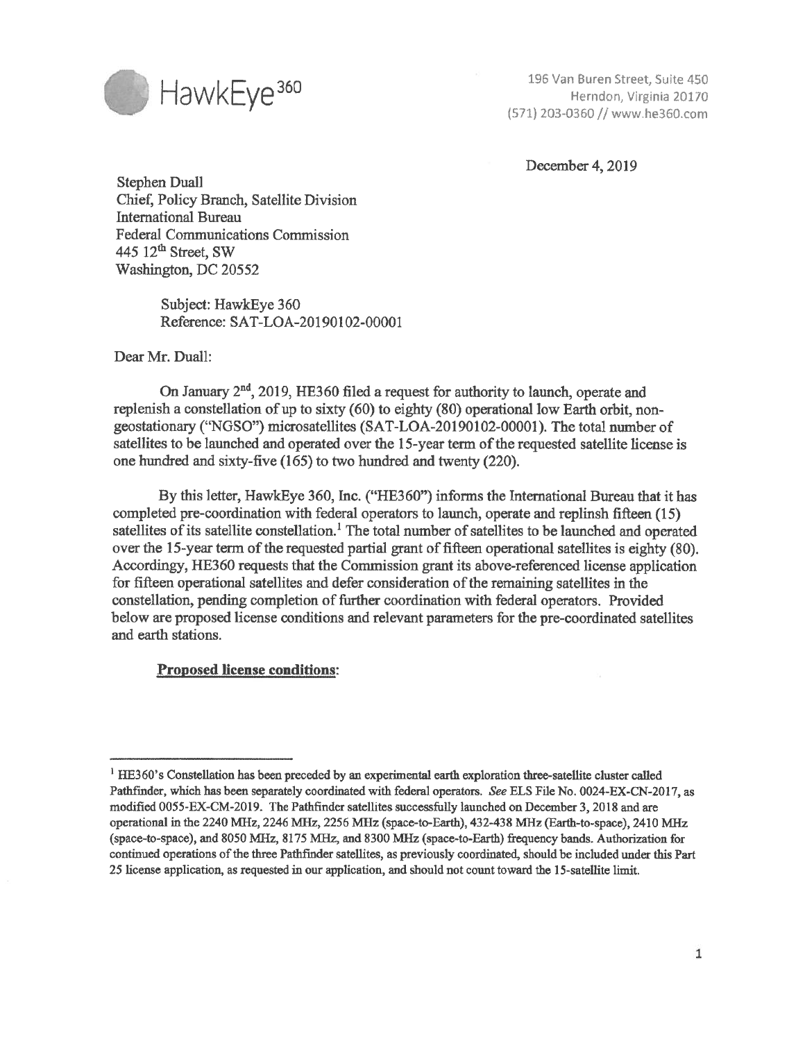HawkEye[360]

196 Van Buren Street, Suite 450
Herndon, Virginia 20170
(571) 203-0360 // www.he360.com

December 4, 2019

Stephen Duall
Chief, Policy Branch, Satellite Division
International Bureau
Federal Communications Commission
445 12[th] Street, SW
Washington, DC 20552

Subject: HawkEye 360
Reference: SAT-LOA-20190102-00001

Dear Mr. Duall:

On January 2[nd], 2019, HE360 filed a request for authority to launch, operate and replenish a constellation of up to sixty (60) to eighty (80) operational low Earth orbit, non-geostationary ("NGSO") microsatellites (SAT-LOA-20190102-00001). The total number of satellites to be launched and operated over the 15-year term of the requested satellite license is one hundred and sixty-five (165) to two hundred and twenty (220).

By this letter, HawkEye 360, Inc. ("HE360") informs the International Bureau that it has completed pre-coordination with federal operators to launch, operate and replinsh fifteen (15) satellites of its satellite constellation.[1] The total number of satellites to be launched and operated over the 15-year term of the requested partial grant of fifteen operational satellites is eighty (80). Accordingy, HE360 requests that the Commission grant its above-referenced license application for fifteen operational satellites and defer consideration of the remaining satellites in the constellation, pending completion of further coordination with federal operators. Provided below are proposed license conditions and relevant parameters for the pre-coordinated satellites and earth stations.

**Proposed license conditions:**

[1] HE360's Constellation has been preceded by an experimental earth exploration three-satellite cluster called Pathfinder, which has been separately coordinated with federal operators. *See* ELS File No. 0024-EX-CN-2017, as modified 0055-EX-CM-2019. The Pathfinder satellites successfully launched on December 3, 2018 and are operational in the 2240 MHz, 2246 MHz, 2256 MHz (space-to-Earth), 432-438 MHz (Earth-to-space), 2410 MHz (space-to-space), and 8050 MHz, 8175 MHz, and 8300 MHz (space-to-Earth) frequency bands. Authorization for continued operations of the three Pathfinder satellites, as previously coordinated, should be included under this Part 25 license application, as requested in our application, and should not count toward the 15-satellite limit.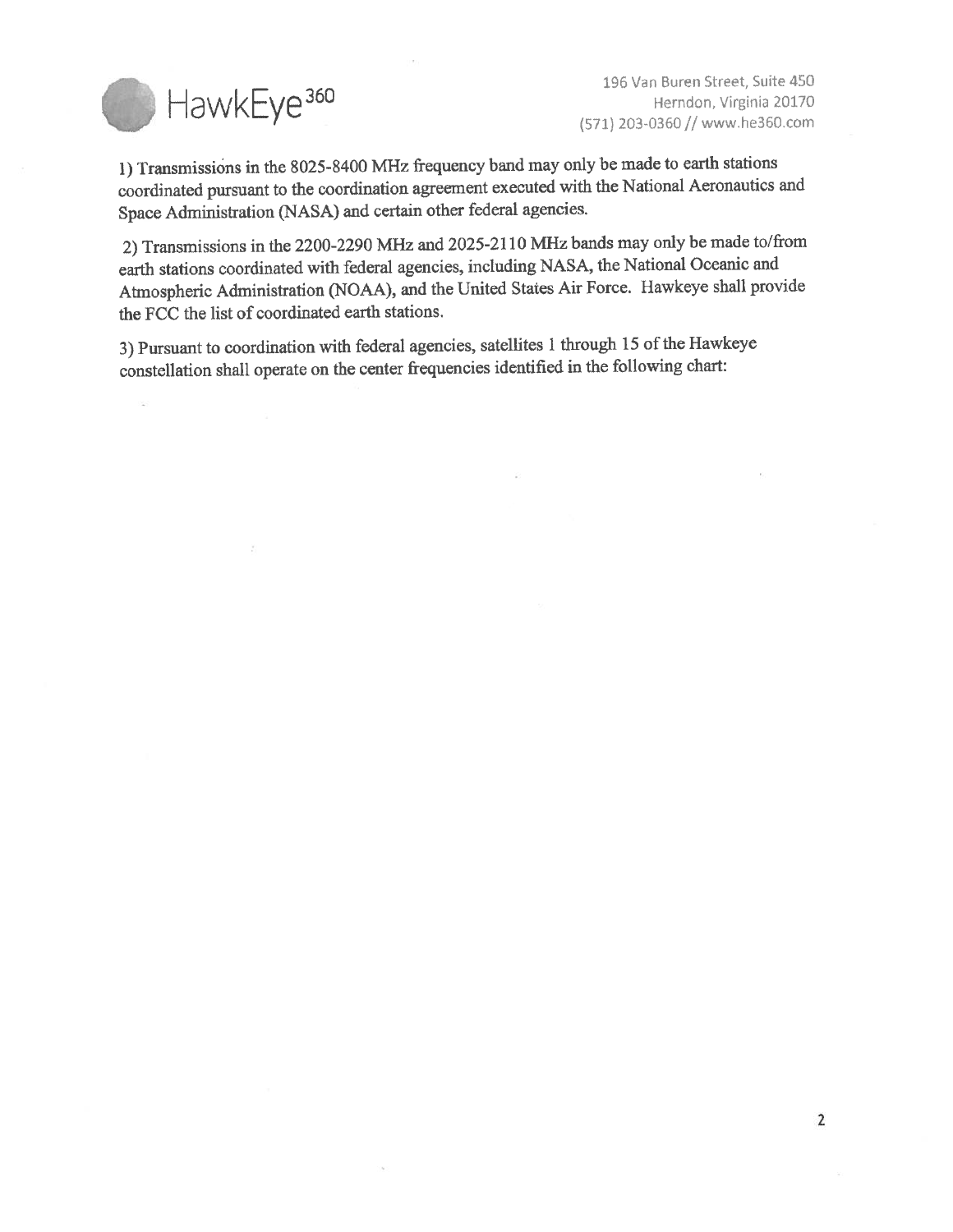HawkEye 360

196 Van Buren Street, Suite 450
Herndon, Virginia 20170
(571) 203-0360 // www.he360.com

1) Transmissions in the 8025-8400 MHz frequency band may only be made to earth stations coordinated pursuant to the coordination agreement executed with the National Aeronautics and Space Administration (NASA) and certain other federal agencies.

2) Transmissions in the 2200-2290 MHz and 2025-2110 MHz bands may only be made to/from earth stations coordinated with federal agencies, including NASA, the National Oceanic and Atmospheric Administration (NOAA), and the United States Air Force. Hawkeye shall provide the FCC the list of coordinated earth stations.

3) Pursuant to coordination with federal agencies, satellites 1 through 15 of the Hawkeye constellation shall operate on the center frequencies identified in the following chart: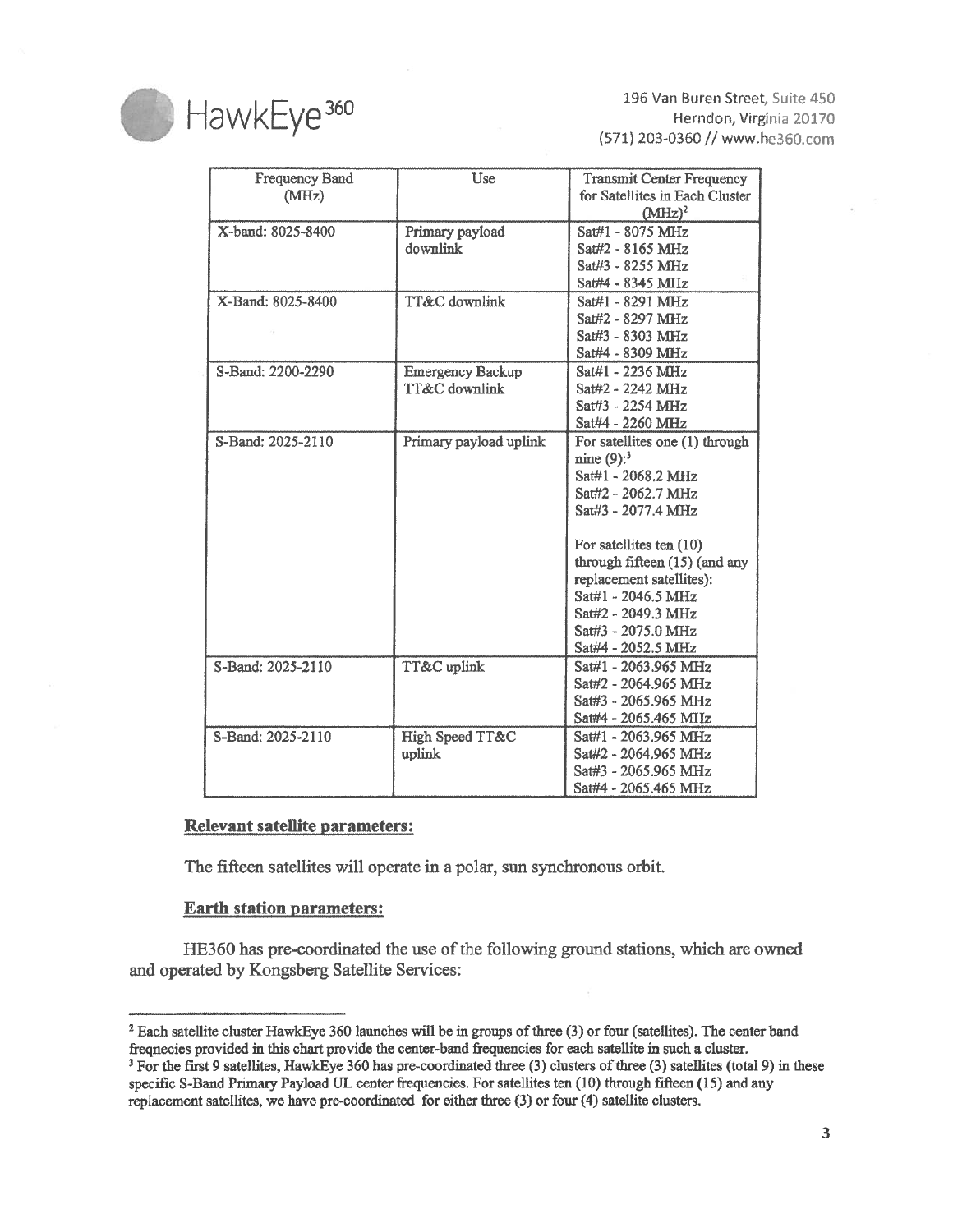| Frequency Band (MHz) | Use | Transmit Center Frequency for Satellites in Each Cluster (MHz)[2] |
|---|---|---|
| X-band: 8025-8400 | Primary payload downlink | Sat#1 - 8075 MHz<br>Sat#2 - 8165 MHz<br>Sat#3 - 8255 MHz<br>Sat#4 - 8345 MHz |
| X-Band: 8025-8400 | TT&C downlink | Sat#1 - 8291 MHz<br>Sat#2 - 8297 MHz<br>Sat#3 - 8303 MHz<br>Sat#4 - 8309 MHz |
| S-Band: 2200-2290 | Emergency Backup TT&C downlink | Sat#1 - 2236 MHz<br>Sat#2 - 2242 MHz<br>Sat#3 - 2254 MHz<br>Sat#4 - 2260 MHz |
| S-Band: 2025-2110 | Primary payload uplink | For satellites one (1) through nine (9):[3]<br>Sat#1 - 2068.2 MHz<br>Sat#2 - 2062.7 MHz<br>Sat#3 - 2077.4 MHz<br><br>For satellites ten (10) through fifteen (15) (and any replacement satellites):<br>Sat#1 - 2046.5 MHz<br>Sat#2 - 2049.3 MHz<br>Sat#3 - 2075.0 MHz<br>Sat#4 - 2052.5 MHz |
| S-Band: 2025-2110 | TT&C uplink | Sat#1 - 2063.965 MHz<br>Sat#2 - 2064.965 MHz<br>Sat#3 - 2065.965 MHz<br>Sat#4 - 2065.465 MHz |
| S-Band: 2025-2110 | High Speed TT&C uplink | Sat#1 - 2063.965 MHz<br>Sat#2 - 2064.965 MHz<br>Sat#3 - 2065.965 MHz<br>Sat#4 - 2065.465 MHz |

**Relevant satellite parameters:**

The fifteen satellites will operate in a polar, sun synchronous orbit.

**Earth station parameters:**

HE360 has pre-coordinated the use of the following ground stations, which are owned and operated by Kongsberg Satellite Services:

---

[2] Each satellite cluster HawkEye 360 launches will be in groups of three (3) or four (satellites). The center band freqnecies provided in this chart provide the center-band frequencies for each satellite in such a cluster.

[3] For the first 9 satellites, HawkEye 360 has pre-coordinated three (3) clusters of three (3) satellites (total 9) in these specific S-Band Primary Payload UL center frequencies. For satellites ten (10) through fifteen (15) and any replacement satellites, we have pre-coordinated for either three (3) or four (4) satellite clusters.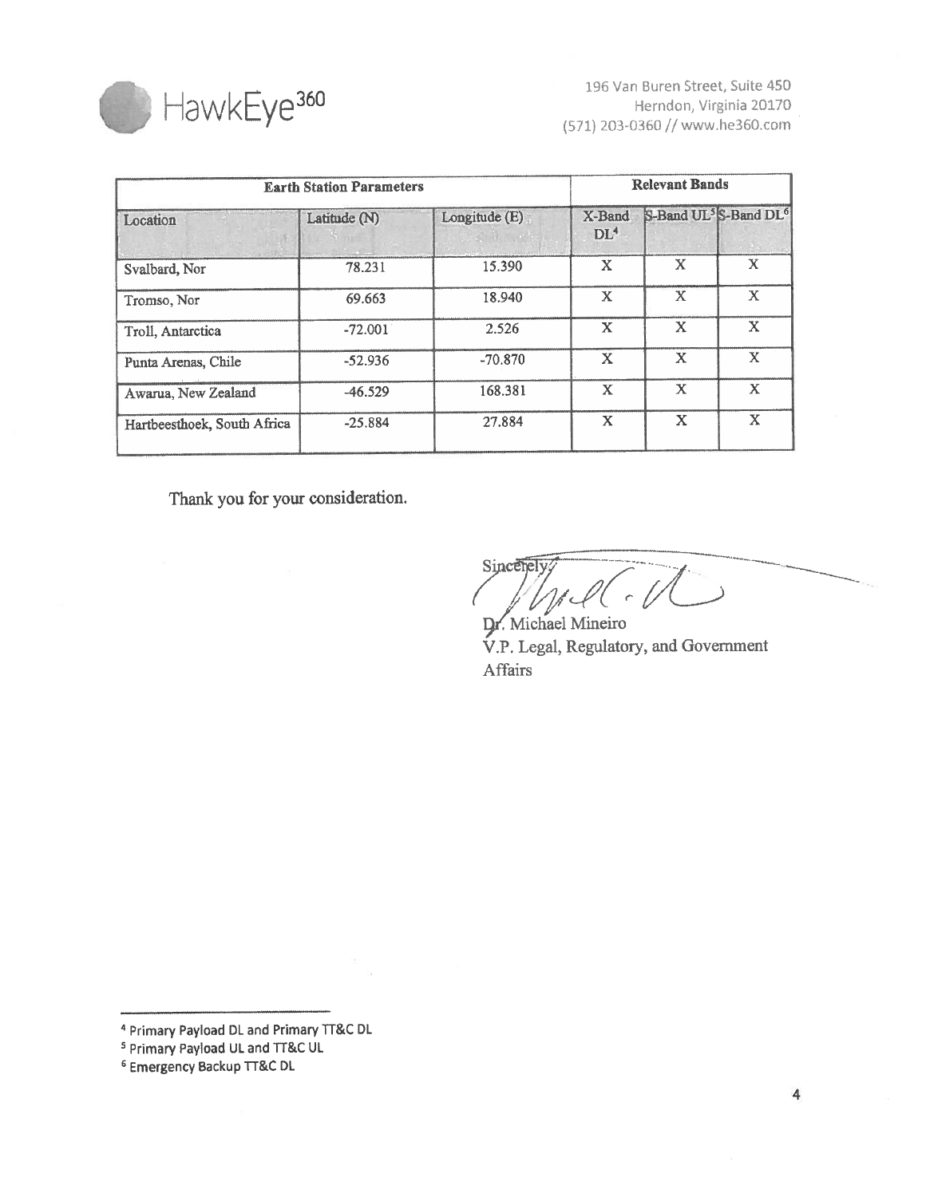HawkEye[360]

196 Van Buren Street, Suite 450
Herndon, Virginia 20170
(571) 203-0360 // www.he360.com

| Earth Station Parameters | | | Relevant Bands | | |
|---|---|---|---|---|---|
| Location | Latitude (N) | Longitude (E) | X-Band DL[4] | S-Band UL[5] | S-Band DL[6] |
| Svalbard, Nor | 78.231 | 15.390 | X | X | X |
| Tromso, Nor | 69.663 | 18.940 | X | X | X |
| Troll, Antarctica | -72.001 | 2.526 | X | X | X |
| Punta Arenas, Chile | -52.936 | -70.870 | X | X | X |
| Awarua, New Zealand | -46.529 | 168.381 | X | X | X |
| Hartbeesthoek, South Africa | -25.884 | 27.884 | X | X | X |

Thank you for your consideration.

Sincerely,

Dr. Michael Mineiro
V.P. Legal, Regulatory, and Government Affairs

---

[4] Primary Payload DL and Primary TT&C DL

[5] Primary Payload UL and TT&C UL

[6] Emergency Backup TT&C DL